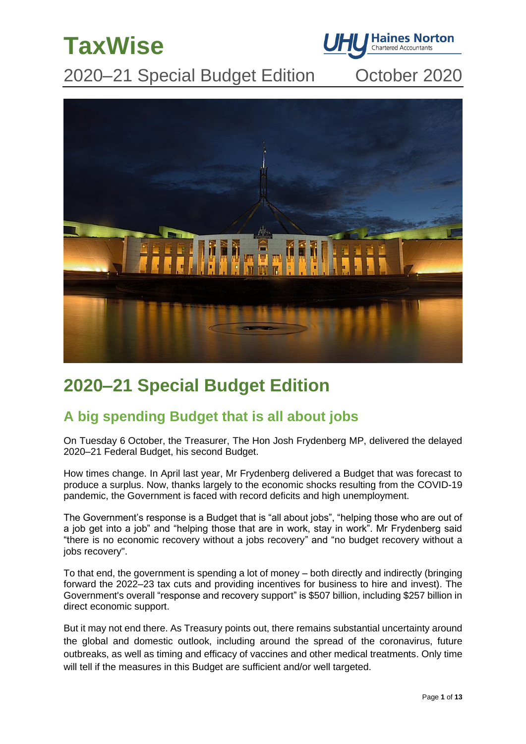# TaxWise

2020–21 Special Budget Edition — October 2020

# 2020–21 Special Budget Edition

## A big spending Budget that is all about jobs

On Tuesday 6 October, the Treasurer, The Hon Josh Frydenberg MP, delivered the delayed 2020–21 Federal Budget, his second Budget.

How times change. In April last year, Mr Frydenberg delivered a Budget that was forecast to produce a surplus. Now, thanks largely to the economic shocks resulting from the COVID-19 pandemic, the Government is faced with record deficits and high unemployment.

The Government's response is a Budget that is "all about jobs", "helping those who are out of a job get into a job" and "helping those that are in work, stay in work". Mr Frydenberg said "there is no economic recovery without a jobs recovery" and "no budget recovery without a jobs recovery".

To that end, the government is spending a lot of money – both directly and indirectly (bringing forward the 2022–23 tax cuts and providing incentives for business to hire and invest). The Government's overall "response and recovery support" is $507 billion, including $257 billion in direct economic support.

But it may not end there. As Treasury points out, there remains substantial uncertainty around the global and domestic outlook, including around the spread of the coronavirus, future outbreaks, as well as timing and efficacy of vaccines and other medical treatments. Only time will tell if the measures in this Budget are sufficient and/or well targeted.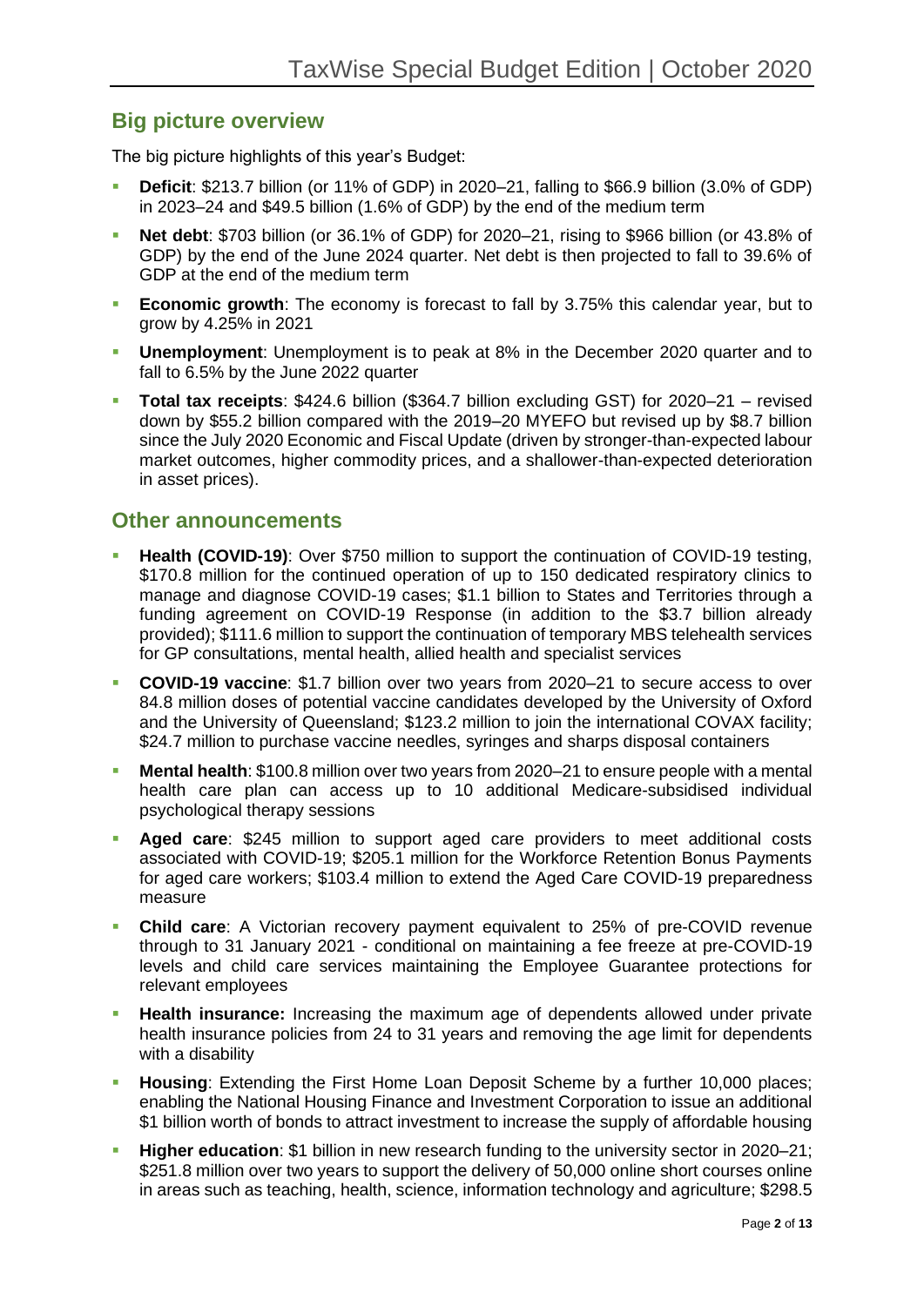## Big picture overview

The big picture highlights of this year's Budget:

- **Deficit**: $213.7 billion (or 11% of GDP) in 2020–21, falling to $66.9 billion (3.0% of GDP) in 2023–24 and $49.5 billion (1.6% of GDP) by the end of the medium term
- **Net debt**: $703 billion (or 36.1% of GDP) for 2020–21, rising to $966 billion (or 43.8% of GDP) by the end of the June 2024 quarter. Net debt is then projected to fall to 39.6% of GDP at the end of the medium term
- **Economic growth**: The economy is forecast to fall by 3.75% this calendar year, but to grow by 4.25% in 2021
- **Unemployment**: Unemployment is to peak at 8% in the December 2020 quarter and to fall to 6.5% by the June 2022 quarter
- **Total tax receipts**: $424.6 billion ($364.7 billion excluding GST) for 2020–21 – revised down by $55.2 billion compared with the 2019–20 MYEFO but revised up by $8.7 billion since the July 2020 Economic and Fiscal Update (driven by stronger-than-expected labour market outcomes, higher commodity prices, and a shallower-than-expected deterioration in asset prices).

## Other announcements

- **Health (COVID-19)**: Over $750 million to support the continuation of COVID-19 testing, $170.8 million for the continued operation of up to 150 dedicated respiratory clinics to manage and diagnose COVID-19 cases; $1.1 billion to States and Territories through a funding agreement on COVID-19 Response (in addition to the $3.7 billion already provided); $111.6 million to support the continuation of temporary MBS telehealth services for GP consultations, mental health, allied health and specialist services
- **COVID-19 vaccine**: $1.7 billion over two years from 2020–21 to secure access to over 84.8 million doses of potential vaccine candidates developed by the University of Oxford and the University of Queensland; $123.2 million to join the international COVAX facility; $24.7 million to purchase vaccine needles, syringes and sharps disposal containers
- **Mental health**: $100.8 million over two years from 2020–21 to ensure people with a mental health care plan can access up to 10 additional Medicare-subsidised individual psychological therapy sessions
- **Aged care**: $245 million to support aged care providers to meet additional costs associated with COVID-19; $205.1 million for the Workforce Retention Bonus Payments for aged care workers; $103.4 million to extend the Aged Care COVID-19 preparedness measure
- **Child care**: A Victorian recovery payment equivalent to 25% of pre-COVID revenue through to 31 January 2021 - conditional on maintaining a fee freeze at pre-COVID-19 levels and child care services maintaining the Employee Guarantee protections for relevant employees
- **Health insurance:** Increasing the maximum age of dependents allowed under private health insurance policies from 24 to 31 years and removing the age limit for dependents with a disability
- **Housing**: Extending the First Home Loan Deposit Scheme by a further 10,000 places; enabling the National Housing Finance and Investment Corporation to issue an additional $1 billion worth of bonds to attract investment to increase the supply of affordable housing
- **Higher education**: $1 billion in new research funding to the university sector in 2020–21; $251.8 million over two years to support the delivery of 50,000 online short courses online in areas such as teaching, health, science, information technology and agriculture; $298.5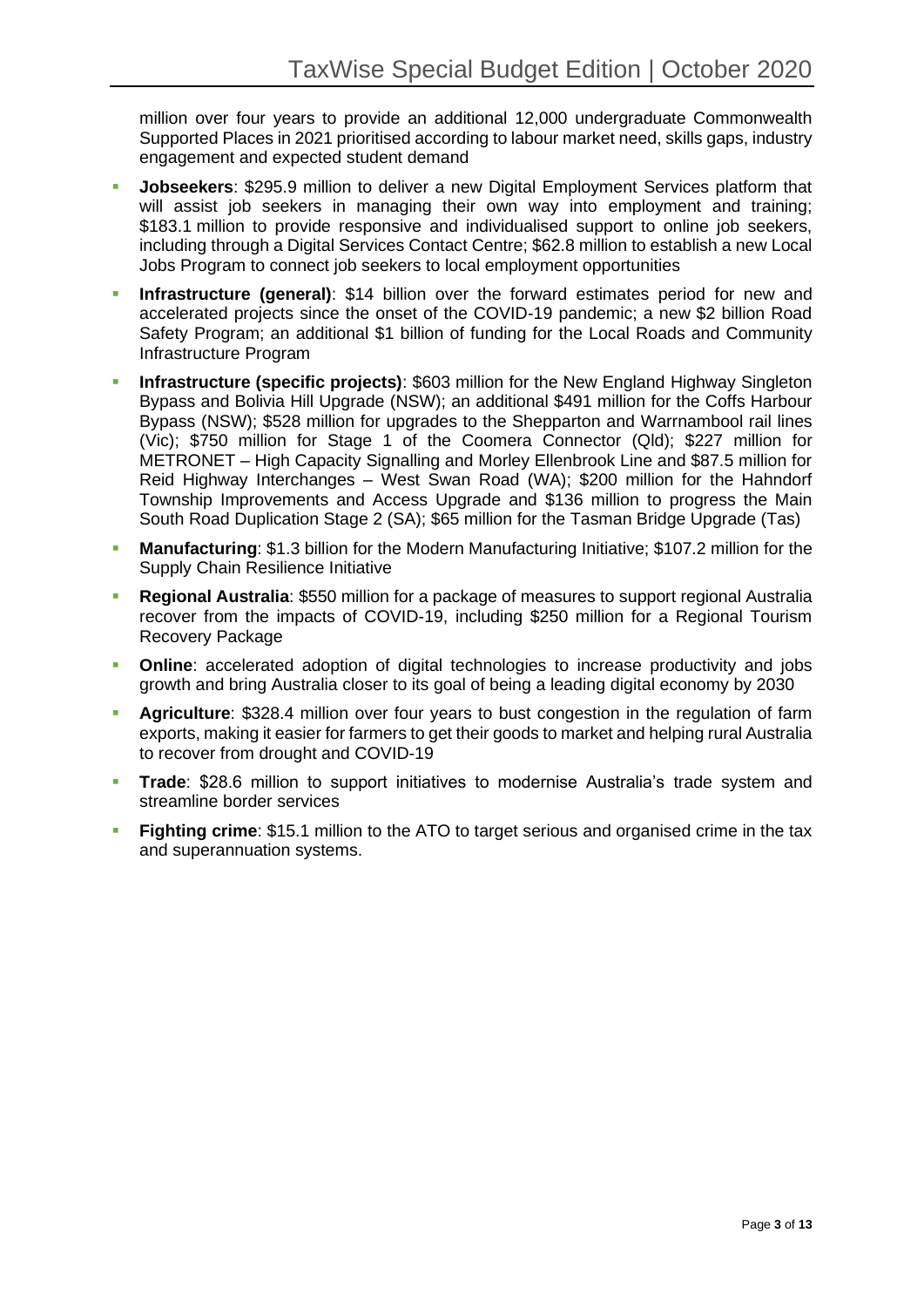million over four years to provide an additional 12,000 undergraduate Commonwealth Supported Places in 2021 prioritised according to labour market need, skills gaps, industry engagement and expected student demand

- **Jobseekers**: $295.9 million to deliver a new Digital Employment Services platform that will assist job seekers in managing their own way into employment and training; $183.1 million to provide responsive and individualised support to online job seekers, including through a Digital Services Contact Centre; $62.8 million to establish a new Local Jobs Program to connect job seekers to local employment opportunities
- **Infrastructure (general)**: $14 billion over the forward estimates period for new and accelerated projects since the onset of the COVID-19 pandemic; a new $2 billion Road Safety Program; an additional $1 billion of funding for the Local Roads and Community Infrastructure Program
- **Infrastructure (specific projects)**: $603 million for the New England Highway Singleton Bypass and Bolivia Hill Upgrade (NSW); an additional $491 million for the Coffs Harbour Bypass (NSW); $528 million for upgrades to the Shepparton and Warrnambool rail lines (Vic); $750 million for Stage 1 of the Coomera Connector (Qld); $227 million for METRONET – High Capacity Signalling and Morley Ellenbrook Line and $87.5 million for Reid Highway Interchanges – West Swan Road (WA); $200 million for the Hahndorf Township Improvements and Access Upgrade and $136 million to progress the Main South Road Duplication Stage 2 (SA); $65 million for the Tasman Bridge Upgrade (Tas)
- **Manufacturing**: $1.3 billion for the Modern Manufacturing Initiative; $107.2 million for the Supply Chain Resilience Initiative
- **Regional Australia**: $550 million for a package of measures to support regional Australia recover from the impacts of COVID-19, including $250 million for a Regional Tourism Recovery Package
- **Online**: accelerated adoption of digital technologies to increase productivity and jobs growth and bring Australia closer to its goal of being a leading digital economy by 2030
- **Agriculture**: $328.4 million over four years to bust congestion in the regulation of farm exports, making it easier for farmers to get their goods to market and helping rural Australia to recover from drought and COVID-19
- **Trade**: $28.6 million to support initiatives to modernise Australia's trade system and streamline border services
- **Fighting crime**: $15.1 million to the ATO to target serious and organised crime in the tax and superannuation systems.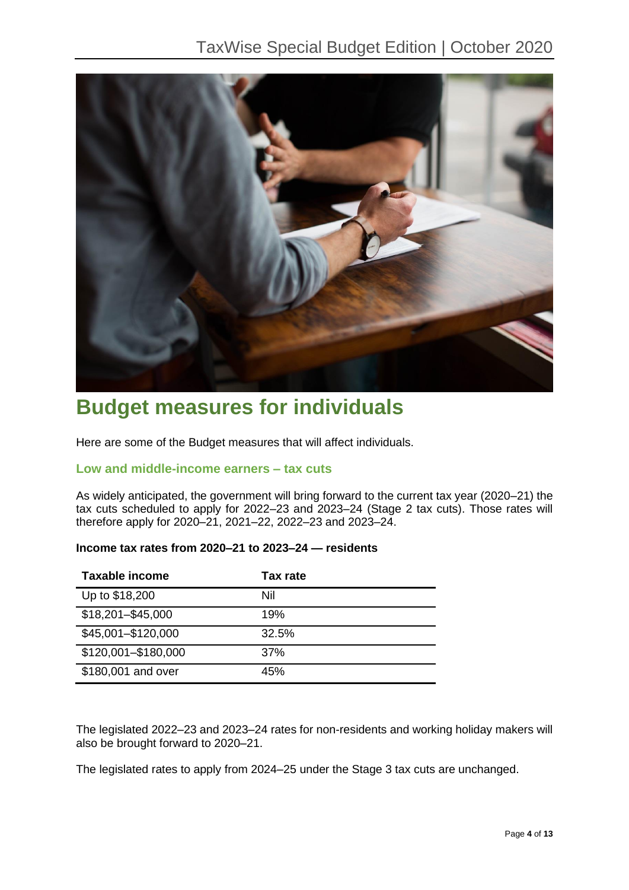# Budget measures for individuals

Here are some of the Budget measures that will affect individuals.

## Low and middle-income earners – tax cuts

As widely anticipated, the government will bring forward to the current tax year (2020–21) the tax cuts scheduled to apply for 2022–23 and 2023–24 (Stage 2 tax cuts). Those rates will therefore apply for 2020–21, 2021–22, 2022–23 and 2023–24.

**Income tax rates from 2020–21 to 2023–24 — residents**

| Taxable income | Tax rate |
| --- | --- |
| Up to $18,200 | Nil |
| $18,201–$45,000 | 19% |
| $45,001–$120,000 | 32.5% |
| $120,001–$180,000 | 37% |
| $180,001 and over | 45% |

The legislated 2022–23 and 2023–24 rates for non-residents and working holiday makers will also be brought forward to 2020–21.

The legislated rates to apply from 2024–25 under the Stage 3 tax cuts are unchanged.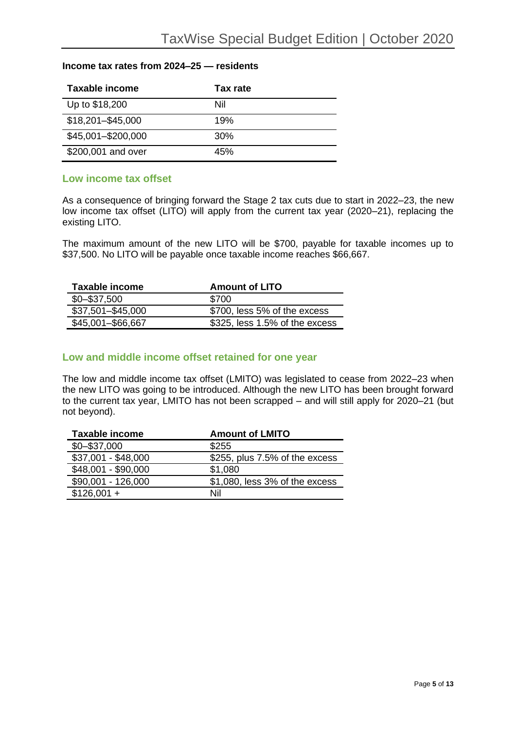**Income tax rates from 2024–25 — residents**

| Taxable income | Tax rate |
| --- | --- |
| Up to $18,200 | Nil |
| $18,201–$45,000 | 19% |
| $45,001–$200,000 | 30% |
| $200,001 and over | 45% |

## Low income tax offset

As a consequence of bringing forward the Stage 2 tax cuts due to start in 2022–23, the new low income tax offset (LITO) will apply from the current tax year (2020–21), replacing the existing LITO.

The maximum amount of the new LITO will be $700, payable for taxable incomes up to $37,500. No LITO will be payable once taxable income reaches $66,667.

| Taxable income | Amount of LITO |
| --- | --- |
| $0–$37,500 | $700 |
| $37,501–$45,000 | $700, less 5% of the excess |
| $45,001–$66,667 | $325, less 1.5% of the excess |

## Low and middle income offset retained for one year

The low and middle income tax offset (LMITO) was legislated to cease from 2022–23 when the new LITO was going to be introduced. Although the new LITO has been brought forward to the current tax year, LMITO has not been scrapped – and will still apply for 2020–21 (but not beyond).

| Taxable income | Amount of LMITO |
| --- | --- |
| $0–$37,000 | $255 |
| $37,001 - $48,000 | $255, plus 7.5% of the excess |
| $48,001 - $90,000 | $1,080 |
| $90,001 - 126,000 | $1,080, less 3% of the excess |
| $126,001 + | Nil |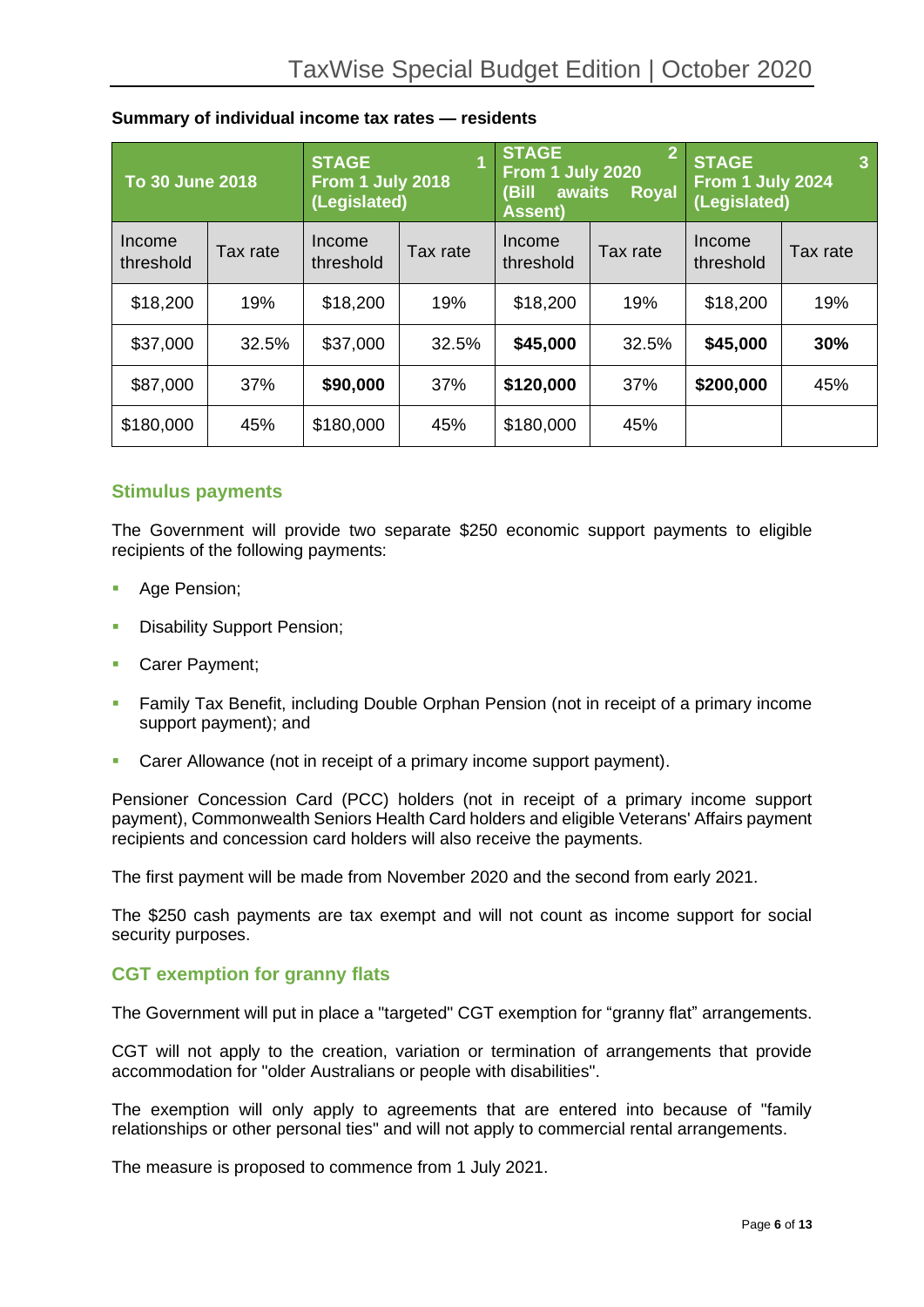**Summary of individual income tax rates — residents**

| To 30 June 2018 | | STAGE 1 From 1 July 2018 (Legislated) | | STAGE 2 From 1 July 2020 (Bill awaits Royal Assent) | | STAGE 3 From 1 July 2024 (Legislated) | |
|---|---|---|---|---|---|---|---|
| Income threshold | Tax rate | Income threshold | Tax rate | Income threshold | Tax rate | Income threshold | Tax rate |
| $18,200 | 19% | $18,200 | 19% | $18,200 | 19% | $18,200 | 19% |
| $37,000 | 32.5% | $37,000 | 32.5% | **$45,000** | 32.5% | **$45,000** | **30%** |
| $87,000 | 37% | **$90,000** | 37% | **$120,000** | 37% | **$200,000** | 45% |
| $180,000 | 45% | $180,000 | 45% | $180,000 | 45% | | |

## Stimulus payments

The Government will provide two separate $250 economic support payments to eligible recipients of the following payments:

- Age Pension;
- Disability Support Pension;
- Carer Payment;
- Family Tax Benefit, including Double Orphan Pension (not in receipt of a primary income support payment); and
- Carer Allowance (not in receipt of a primary income support payment).

Pensioner Concession Card (PCC) holders (not in receipt of a primary income support payment), Commonwealth Seniors Health Card holders and eligible Veterans' Affairs payment recipients and concession card holders will also receive the payments.

The first payment will be made from November 2020 and the second from early 2021.

The $250 cash payments are tax exempt and will not count as income support for social security purposes.

## CGT exemption for granny flats

The Government will put in place a "targeted" CGT exemption for "granny flat" arrangements.

CGT will not apply to the creation, variation or termination of arrangements that provide accommodation for "older Australians or people with disabilities".

The exemption will only apply to agreements that are entered into because of "family relationships or other personal ties" and will not apply to commercial rental arrangements.

The measure is proposed to commence from 1 July 2021.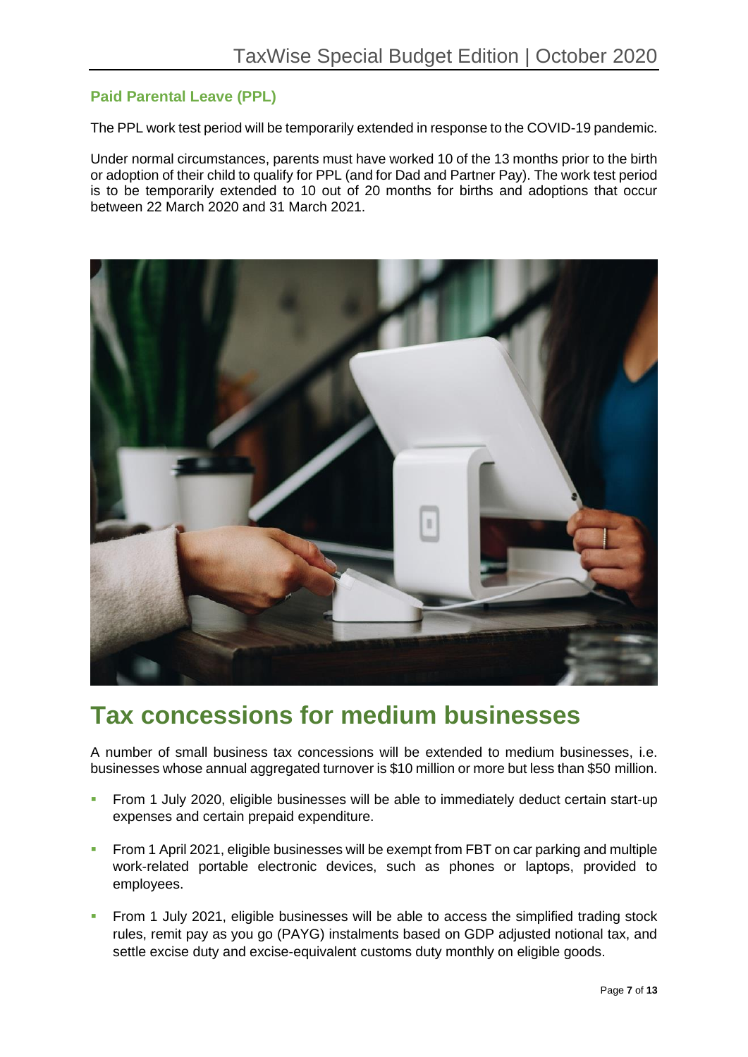### Paid Parental Leave (PPL)

The PPL work test period will be temporarily extended in response to the COVID-19 pandemic.

Under normal circumstances, parents must have worked 10 of the 13 months prior to the birth or adoption of their child to qualify for PPL (and for Dad and Partner Pay). The work test period is to be temporarily extended to 10 out of 20 months for births and adoptions that occur between 22 March 2020 and 31 March 2021.

# Tax concessions for medium businesses

A number of small business tax concessions will be extended to medium businesses, i.e. businesses whose annual aggregated turnover is $10 million or more but less than $50 million.

- From 1 July 2020, eligible businesses will be able to immediately deduct certain start-up expenses and certain prepaid expenditure.
- From 1 April 2021, eligible businesses will be exempt from FBT on car parking and multiple work-related portable electronic devices, such as phones or laptops, provided to employees.
- From 1 July 2021, eligible businesses will be able to access the simplified trading stock rules, remit pay as you go (PAYG) instalments based on GDP adjusted notional tax, and settle excise duty and excise-equivalent customs duty monthly on eligible goods.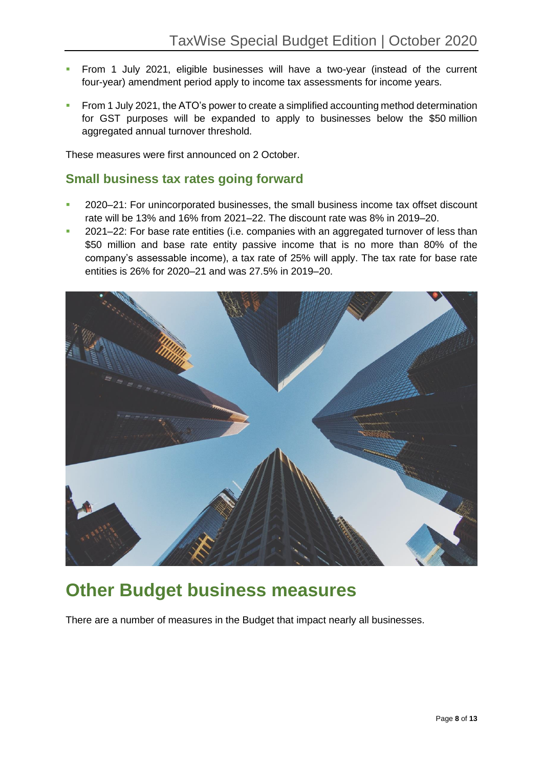- From 1 July 2021, eligible businesses will have a two-year (instead of the current four-year) amendment period apply to income tax assessments for income years.
- From 1 July 2021, the ATO's power to create a simplified accounting method determination for GST purposes will be expanded to apply to businesses below the $50 million aggregated annual turnover threshold.

These measures were first announced on 2 October.

## Small business tax rates going forward

- 2020–21: For unincorporated businesses, the small business income tax offset discount rate will be 13% and 16% from 2021–22. The discount rate was 8% in 2019–20.
- 2021–22: For base rate entities (i.e. companies with an aggregated turnover of less than $50 million and base rate entity passive income that is no more than 80% of the company's assessable income), a tax rate of 25% will apply. The tax rate for base rate entities is 26% for 2020–21 and was 27.5% in 2019–20.

# Other Budget business measures

There are a number of measures in the Budget that impact nearly all businesses.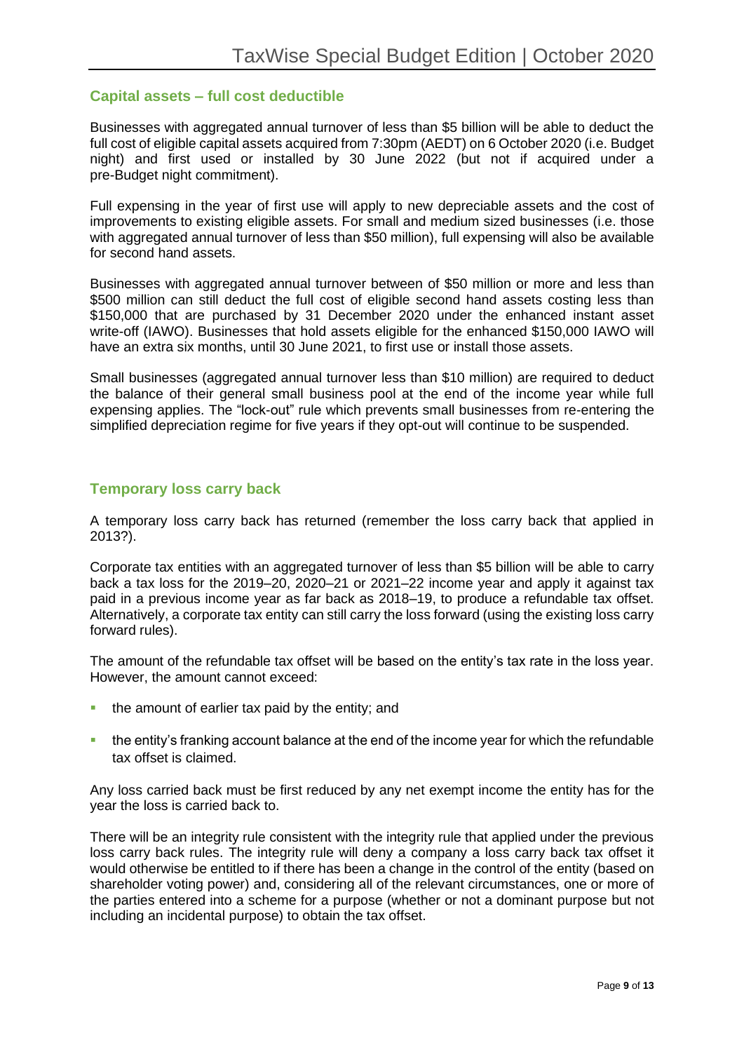## Capital assets – full cost deductible

Businesses with aggregated annual turnover of less than $5 billion will be able to deduct the full cost of eligible capital assets acquired from 7:30pm (AEDT) on 6 October 2020 (i.e. Budget night) and first used or installed by 30 June 2022 (but not if acquired under a pre-Budget night commitment).

Full expensing in the year of first use will apply to new depreciable assets and the cost of improvements to existing eligible assets. For small and medium sized businesses (i.e. those with aggregated annual turnover of less than $50 million), full expensing will also be available for second hand assets.

Businesses with aggregated annual turnover between of $50 million or more and less than $500 million can still deduct the full cost of eligible second hand assets costing less than $150,000 that are purchased by 31 December 2020 under the enhanced instant asset write-off (IAWO). Businesses that hold assets eligible for the enhanced $150,000 IAWO will have an extra six months, until 30 June 2021, to first use or install those assets.

Small businesses (aggregated annual turnover less than $10 million) are required to deduct the balance of their general small business pool at the end of the income year while full expensing applies. The "lock-out" rule which prevents small businesses from re-entering the simplified depreciation regime for five years if they opt-out will continue to be suspended.

## Temporary loss carry back

A temporary loss carry back has returned (remember the loss carry back that applied in 2013?).

Corporate tax entities with an aggregated turnover of less than $5 billion will be able to carry back a tax loss for the 2019–20, 2020–21 or 2021–22 income year and apply it against tax paid in a previous income year as far back as 2018–19, to produce a refundable tax offset. Alternatively, a corporate tax entity can still carry the loss forward (using the existing loss carry forward rules).

The amount of the refundable tax offset will be based on the entity's tax rate in the loss year. However, the amount cannot exceed:

- the amount of earlier tax paid by the entity; and
- the entity's franking account balance at the end of the income year for which the refundable tax offset is claimed.

Any loss carried back must be first reduced by any net exempt income the entity has for the year the loss is carried back to.

There will be an integrity rule consistent with the integrity rule that applied under the previous loss carry back rules. The integrity rule will deny a company a loss carry back tax offset it would otherwise be entitled to if there has been a change in the control of the entity (based on shareholder voting power) and, considering all of the relevant circumstances, one or more of the parties entered into a scheme for a purpose (whether or not a dominant purpose but not including an incidental purpose) to obtain the tax offset.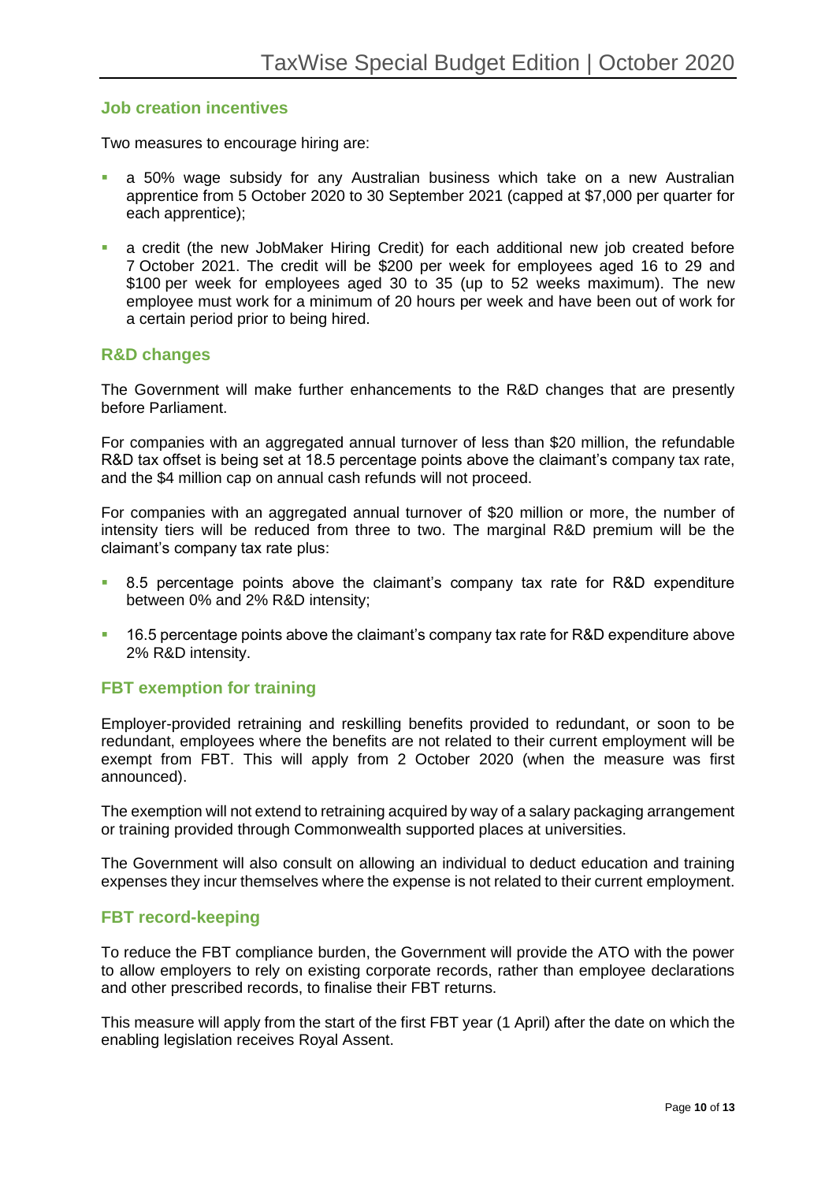## Job creation incentives

Two measures to encourage hiring are:

- a 50% wage subsidy for any Australian business which take on a new Australian apprentice from 5 October 2020 to 30 September 2021 (capped at $7,000 per quarter for each apprentice);
- a credit (the new JobMaker Hiring Credit) for each additional new job created before 7 October 2021. The credit will be $200 per week for employees aged 16 to 29 and $100 per week for employees aged 30 to 35 (up to 52 weeks maximum). The new employee must work for a minimum of 20 hours per week and have been out of work for a certain period prior to being hired.

## R&D changes

The Government will make further enhancements to the R&D changes that are presently before Parliament.

For companies with an aggregated annual turnover of less than $20 million, the refundable R&D tax offset is being set at 18.5 percentage points above the claimant's company tax rate, and the $4 million cap on annual cash refunds will not proceed.

For companies with an aggregated annual turnover of $20 million or more, the number of intensity tiers will be reduced from three to two. The marginal R&D premium will be the claimant's company tax rate plus:

- 8.5 percentage points above the claimant's company tax rate for R&D expenditure between 0% and 2% R&D intensity;
- 16.5 percentage points above the claimant's company tax rate for R&D expenditure above 2% R&D intensity.

## FBT exemption for training

Employer-provided retraining and reskilling benefits provided to redundant, or soon to be redundant, employees where the benefits are not related to their current employment will be exempt from FBT. This will apply from 2 October 2020 (when the measure was first announced).

The exemption will not extend to retraining acquired by way of a salary packaging arrangement or training provided through Commonwealth supported places at universities.

The Government will also consult on allowing an individual to deduct education and training expenses they incur themselves where the expense is not related to their current employment.

## FBT record-keeping

To reduce the FBT compliance burden, the Government will provide the ATO with the power to allow employers to rely on existing corporate records, rather than employee declarations and other prescribed records, to finalise their FBT returns.

This measure will apply from the start of the first FBT year (1 April) after the date on which the enabling legislation receives Royal Assent.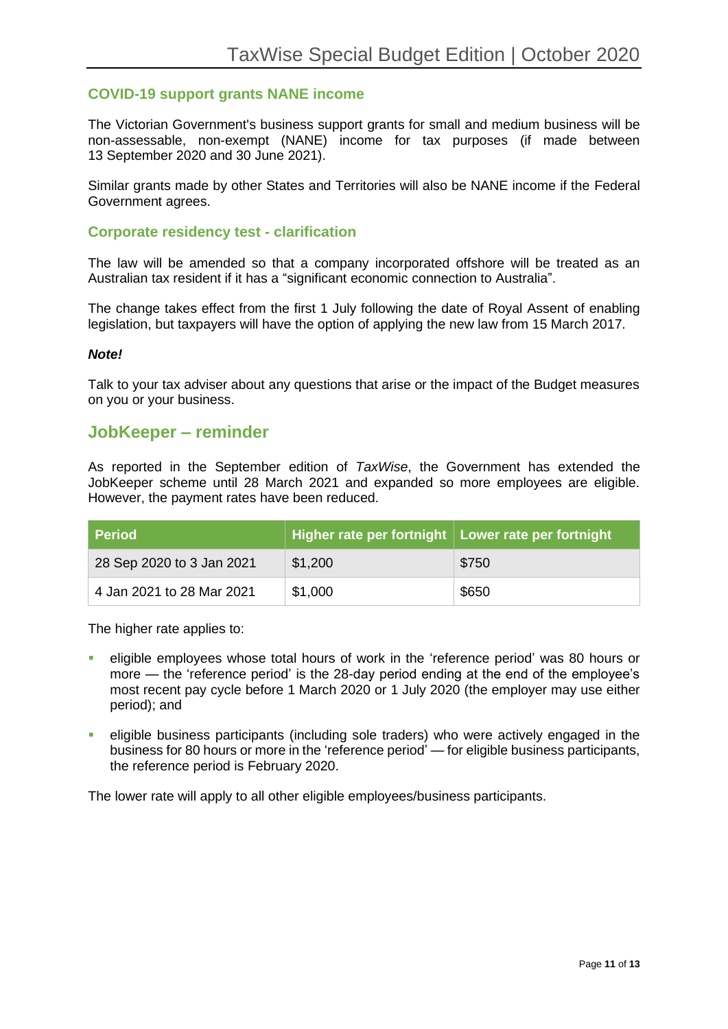### COVID-19 support grants NANE income

The Victorian Government's business support grants for small and medium business will be non-assessable, non-exempt (NANE) income for tax purposes (if made between 13 September 2020 and 30 June 2021).

Similar grants made by other States and Territories will also be NANE income if the Federal Government agrees.

### Corporate residency test - clarification

The law will be amended so that a company incorporated offshore will be treated as an Australian tax resident if it has a "significant economic connection to Australia".

The change takes effect from the first 1 July following the date of Royal Assent of enabling legislation, but taxpayers will have the option of applying the new law from 15 March 2017.

***Note!***

Talk to your tax adviser about any questions that arise or the impact of the Budget measures on you or your business.

## JobKeeper – reminder

As reported in the September edition of *TaxWise*, the Government has extended the JobKeeper scheme until 28 March 2021 and expanded so more employees are eligible. However, the payment rates have been reduced.

| Period | Higher rate per fortnight | Lower rate per fortnight |
|---|---|---|
| 28 Sep 2020 to 3 Jan 2021 | $1,200 | $750 |
| 4 Jan 2021 to 28 Mar 2021 | $1,000 | $650 |

The higher rate applies to:

- eligible employees whose total hours of work in the 'reference period' was 80 hours or more — the 'reference period' is the 28-day period ending at the end of the employee's most recent pay cycle before 1 March 2020 or 1 July 2020 (the employer may use either period); and
- eligible business participants (including sole traders) who were actively engaged in the business for 80 hours or more in the 'reference period' — for eligible business participants, the reference period is February 2020.

The lower rate will apply to all other eligible employees/business participants.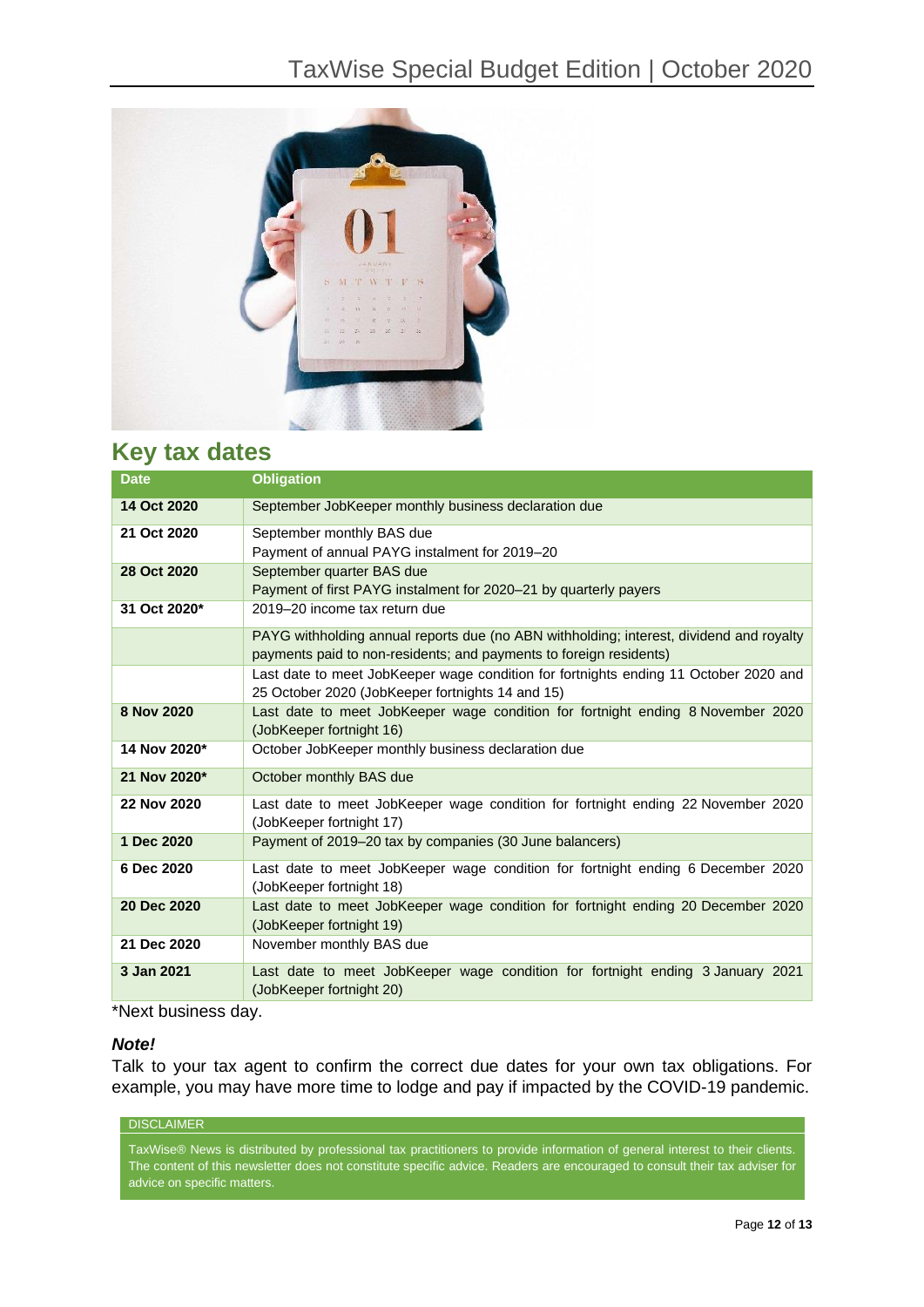## Key tax dates

| Date | Obligation |
| --- | --- |
| **14 Oct 2020** | September JobKeeper monthly business declaration due |
| **21 Oct 2020** | September monthly BAS due<br>Payment of annual PAYG instalment for 2019–20 |
| **28 Oct 2020** | September quarter BAS due<br>Payment of first PAYG instalment for 2020–21 by quarterly payers |
| **31 Oct 2020*** | 2019–20 income tax return due |
| | PAYG withholding annual reports due (no ABN withholding; interest, dividend and royalty payments paid to non-residents; and payments to foreign residents) |
| | Last date to meet JobKeeper wage condition for fortnights ending 11 October 2020 and 25 October 2020 (JobKeeper fortnights 14 and 15) |
| **8 Nov 2020** | Last date to meet JobKeeper wage condition for fortnight ending 8 November 2020 (JobKeeper fortnight 16) |
| **14 Nov 2020*** | October JobKeeper monthly business declaration due |
| **21 Nov 2020*** | October monthly BAS due |
| **22 Nov 2020** | Last date to meet JobKeeper wage condition for fortnight ending 22 November 2020 (JobKeeper fortnight 17) |
| **1 Dec 2020** | Payment of 2019–20 tax by companies (30 June balancers) |
| **6 Dec 2020** | Last date to meet JobKeeper wage condition for fortnight ending 6 December 2020 (JobKeeper fortnight 18) |
| **20 Dec 2020** | Last date to meet JobKeeper wage condition for fortnight ending 20 December 2020 (JobKeeper fortnight 19) |
| **21 Dec 2020** | November monthly BAS due |
| **3 Jan 2021** | Last date to meet JobKeeper wage condition for fortnight ending 3 January 2021 (JobKeeper fortnight 20) |

*Next business day.

***Note!***

Talk to your tax agent to confirm the correct due dates for your own tax obligations. For example, you may have more time to lodge and pay if impacted by the COVID-19 pandemic.

DISCLAIMER

TaxWise® News is distributed by professional tax practitioners to provide information of general interest to their clients. The content of this newsletter does not constitute specific advice. Readers are encouraged to consult their tax adviser for advice on specific matters.